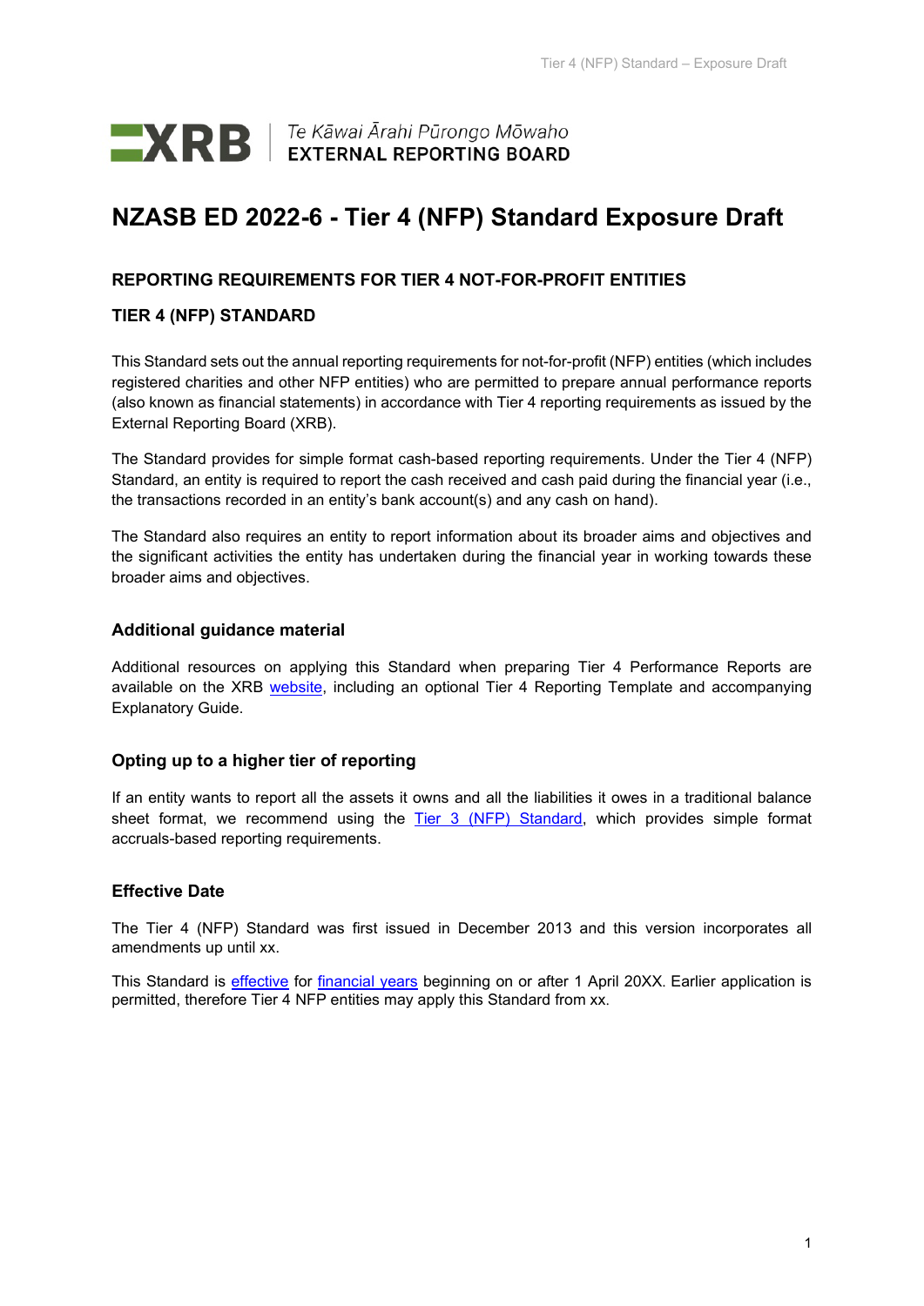# NZASB ED 2022-6 - Tier 4 (NFP) Standard Exposure Draft

## REPORTING REQUIREMENTS FOR TIER 4 NOT-FOR-PROFIT ENTITIES

## TIER 4 (NFP) STANDARD

This Standard sets out the annual reporting requirements for not-for-profit (NFP) entities (which includes registered charities and other NFP entities) who are permitted to prepare annual performance reports (also known as financial statements) in accordance with Tier 4 reporting requirements as issued by the External Reporting Board (XRB).

The Standard provides for simple format cash-based reporting requirements. Under the Tier 4 (NFP) Standard, an entity is required to report the cash received and cash paid during the financial year (i.e., the transactions recorded in an entity's bank account(s) and any cash on hand).

The Standard also requires an entity to report information about its broader aims and objectives and the significant activities the entity has undertaken during the financial year in working towards these broader aims and objectives.

### Additional guidance material

Additional resources on applying this Standard when preparing Tier 4 Performance Reports are available on the XRB website, including an optional Tier 4 Reporting Template and accompanying Explanatory Guide.

### Opting up to a higher tier of reporting

If an entity wants to report all the assets it owns and all the liabilities it owes in a traditional balance sheet format, we recommend using the Tier 3 (NFP) Standard, which provides simple format accruals-based reporting requirements.

### Effective Date

The Tier 4 (NFP) Standard was first issued in December 2013 and this version incorporates all amendments up until xx.

This Standard is effective for financial years beginning on or after 1 April 20XX. Earlier application is permitted, therefore Tier 4 NFP entities may apply this Standard from xx.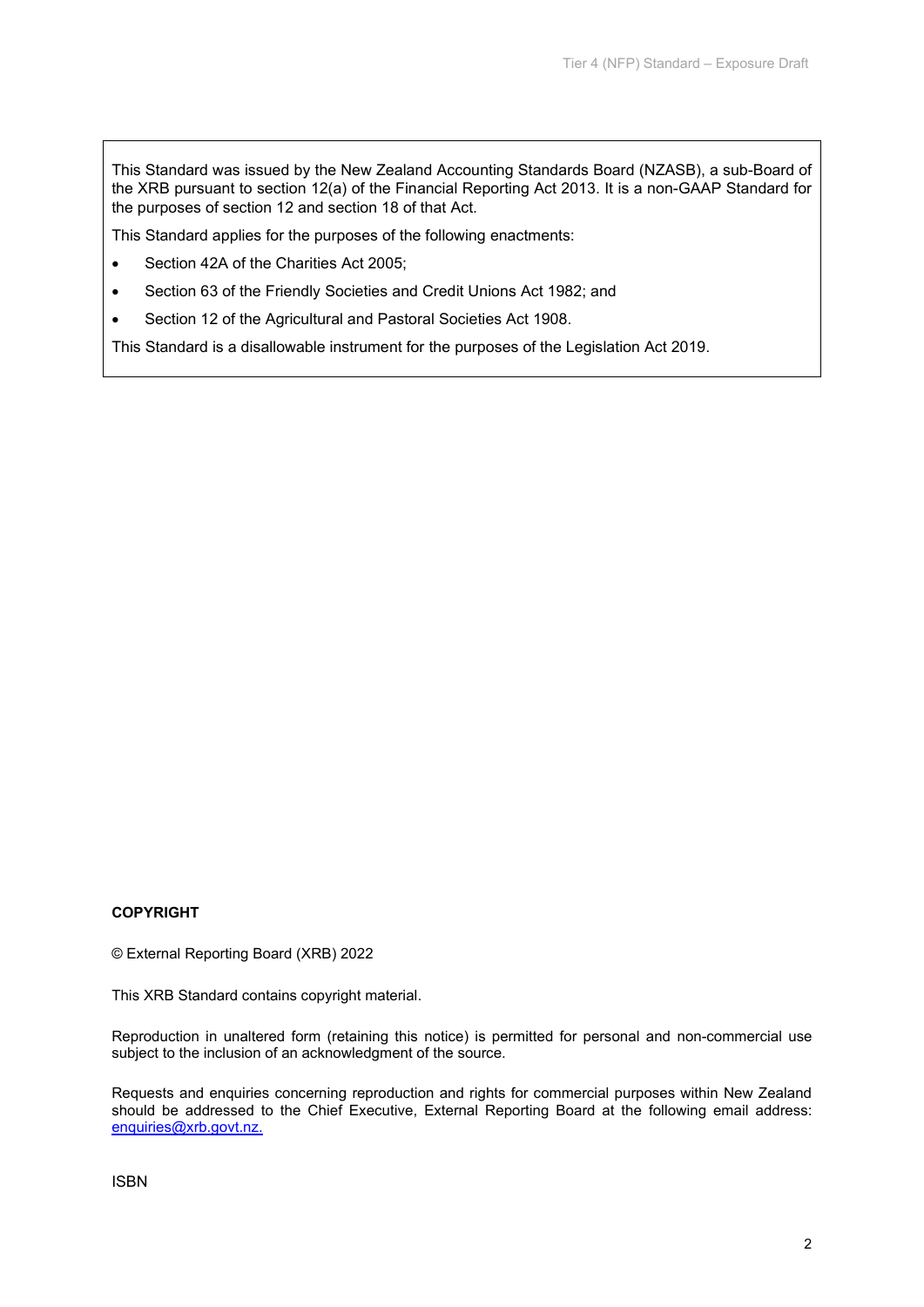This Standard was issued by the New Zealand Accounting Standards Board (NZASB), a sub-Board of the XRB pursuant to section 12(a) of the Financial Reporting Act 2013. It is a non-GAAP Standard for the purposes of section 12 and section 18 of that Act.

This Standard applies for the purposes of the following enactments:

- Section 42A of the Charities Act 2005;
- Section 63 of the Friendly Societies and Credit Unions Act 1982; and
- Section 12 of the Agricultural and Pastoral Societies Act 1908.

This Standard is a disallowable instrument for the purposes of the Legislation Act 2019.

**COPYRIGHT**

© External Reporting Board (XRB) 2022

This XRB Standard contains copyright material.

Reproduction in unaltered form (retaining this notice) is permitted for personal and non-commercial use subject to the inclusion of an acknowledgment of the source.

Requests and enquiries concerning reproduction and rights for commercial purposes within New Zealand should be addressed to the Chief Executive, External Reporting Board at the following email address: enquiries@xrb.govt.nz.

ISBN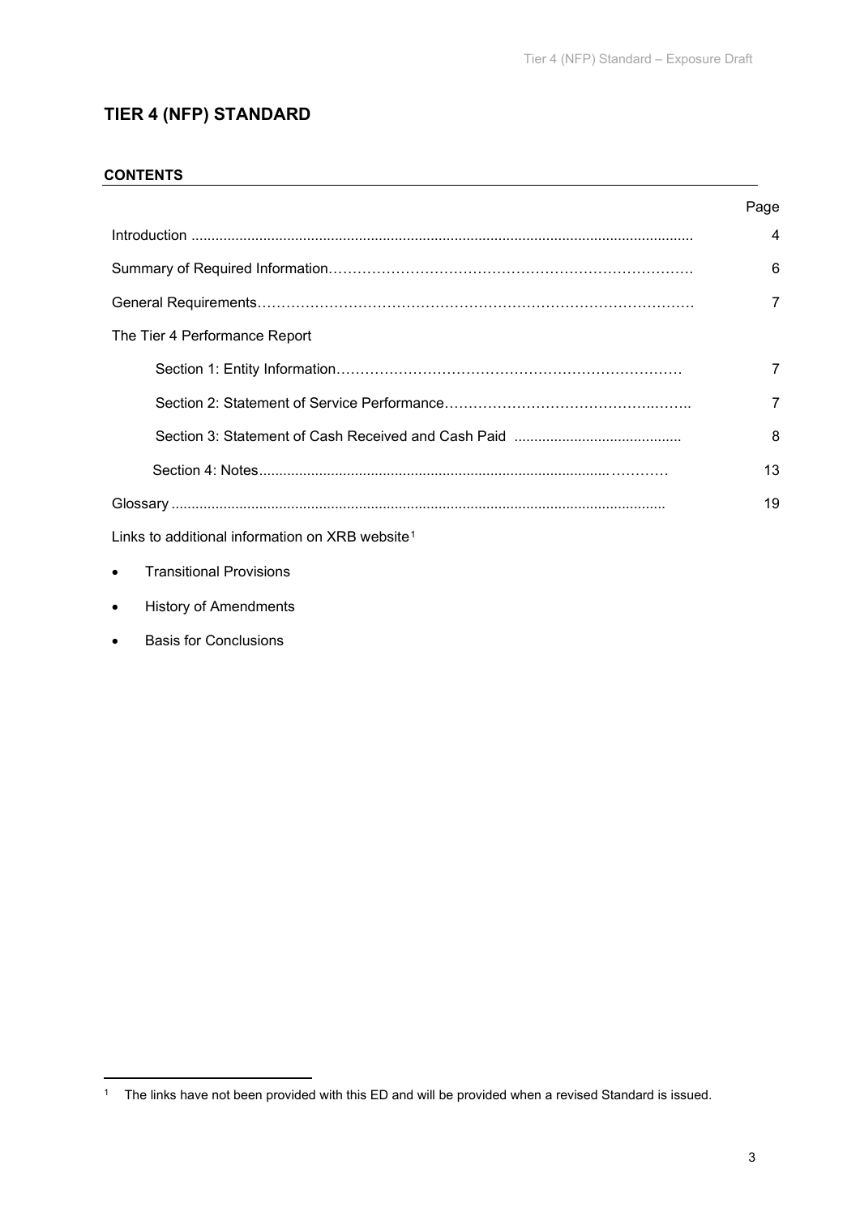# TIER 4 (NFP) STANDARD

## CONTENTS

| | Page |
|---|---|
| Introduction | 4 |
| Summary of Required Information | 6 |
| General Requirements | 7 |
| The Tier 4 Performance Report | |
| Section 1: Entity Information | 7 |
| Section 2: Statement of Service Performance | 7 |
| Section 3: Statement of Cash Received and Cash Paid | 8 |
| Section 4: Notes | 13 |
| Glossary | 19 |

Links to additional information on XRB website[1]

- Transitional Provisions
- History of Amendments
- Basis for Conclusions

[1] The links have not been provided with this ED and will be provided when a revised Standard is issued.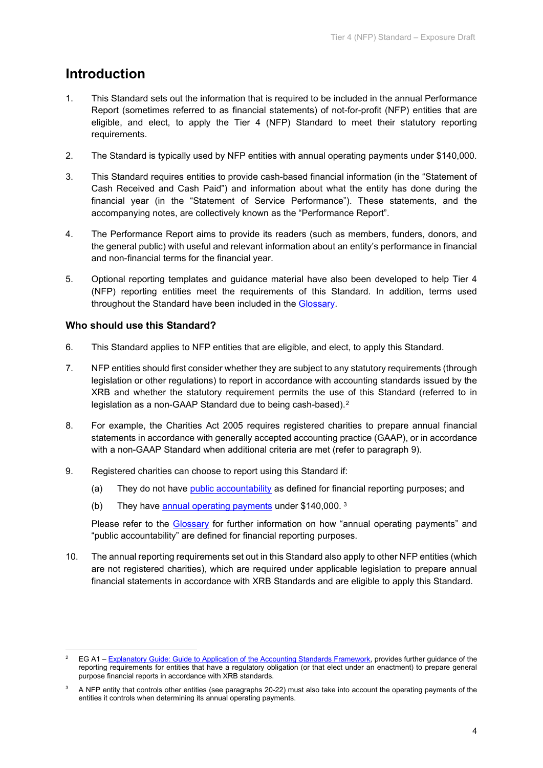# Introduction

1. This Standard sets out the information that is required to be included in the annual Performance Report (sometimes referred to as financial statements) of not-for-profit (NFP) entities that are eligible, and elect, to apply the Tier 4 (NFP) Standard to meet their statutory reporting requirements.

2. The Standard is typically used by NFP entities with annual operating payments under $140,000.

3. This Standard requires entities to provide cash-based financial information (in the "Statement of Cash Received and Cash Paid") and information about what the entity has done during the financial year (in the "Statement of Service Performance"). These statements, and the accompanying notes, are collectively known as the "Performance Report".

4. The Performance Report aims to provide its readers (such as members, funders, donors, and the general public) with useful and relevant information about an entity's performance in financial and non-financial terms for the financial year.

5. Optional reporting templates and guidance material have also been developed to help Tier 4 (NFP) reporting entities meet the requirements of this Standard. In addition, terms used throughout the Standard have been included in the Glossary.

### Who should use this Standard?

6. This Standard applies to NFP entities that are eligible, and elect, to apply this Standard.

7. NFP entities should first consider whether they are subject to any statutory requirements (through legislation or other regulations) to report in accordance with accounting standards issued by the XRB and whether the statutory requirement permits the use of this Standard (referred to in legislation as a non-GAAP Standard due to being cash-based).[2]

8. For example, the Charities Act 2005 requires registered charities to prepare annual financial statements in accordance with generally accepted accounting practice (GAAP), or in accordance with a non-GAAP Standard when additional criteria are met (refer to paragraph 9).

9. Registered charities can choose to report using this Standard if:

   (a) They do not have public accountability as defined for financial reporting purposes; and

   (b) They have annual operating payments under $140,000. [3]

   Please refer to the Glossary for further information on how "annual operating payments" and "public accountability" are defined for financial reporting purposes.

10. The annual reporting requirements set out in this Standard also apply to other NFP entities (which are not registered charities), which are required under applicable legislation to prepare annual financial statements in accordance with XRB Standards and are eligible to apply this Standard.

---

[2] EG A1 – Explanatory Guide: Guide to Application of the Accounting Standards Framework, provides further guidance of the reporting requirements for entities that have a regulatory obligation (or that elect under an enactment) to prepare general purpose financial reports in accordance with XRB standards.

[3] A NFP entity that controls other entities (see paragraphs 20-22) must also take into account the operating payments of the entities it controls when determining its annual operating payments.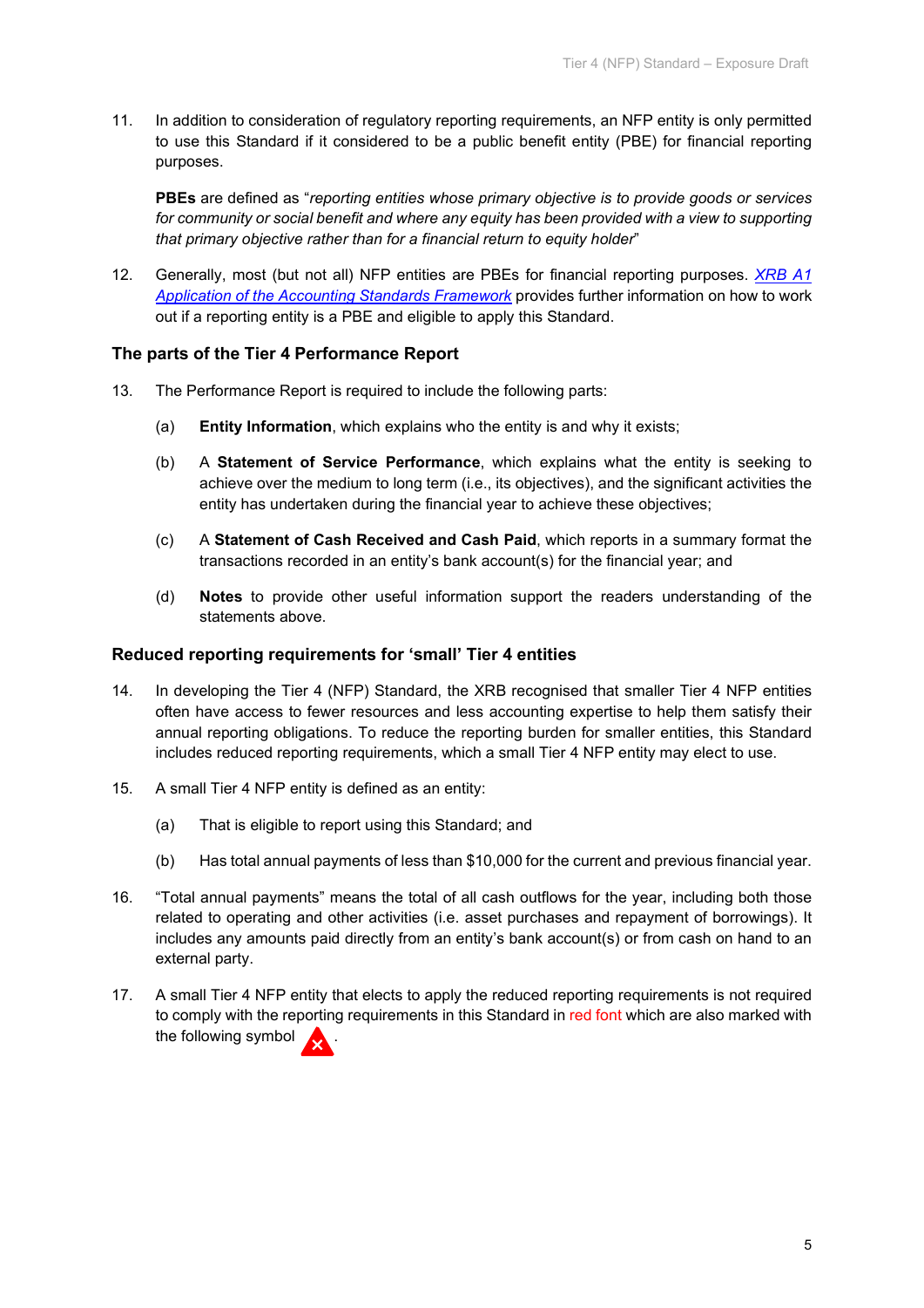11. In addition to consideration of regulatory reporting requirements, an NFP entity is only permitted to use this Standard if it considered to be a public benefit entity (PBE) for financial reporting purposes.

    **PBEs** are defined as "*reporting entities whose primary objective is to provide goods or services for community or social benefit and where any equity has been provided with a view to supporting that primary objective rather than for a financial return to equity holder*"

12. Generally, most (but not all) NFP entities are PBEs for financial reporting purposes. *XRB A1 Application of the Accounting Standards Framework* provides further information on how to work out if a reporting entity is a PBE and eligible to apply this Standard.

### The parts of the Tier 4 Performance Report

13. The Performance Report is required to include the following parts:

    (a) **Entity Information**, which explains who the entity is and why it exists;

    (b) A **Statement of Service Performance**, which explains what the entity is seeking to achieve over the medium to long term (i.e., its objectives), and the significant activities the entity has undertaken during the financial year to achieve these objectives;

    (c) A **Statement of Cash Received and Cash Paid**, which reports in a summary format the transactions recorded in an entity's bank account(s) for the financial year; and

    (d) **Notes** to provide other useful information support the readers understanding of the statements above.

### Reduced reporting requirements for 'small' Tier 4 entities

14. In developing the Tier 4 (NFP) Standard, the XRB recognised that smaller Tier 4 NFP entities often have access to fewer resources and less accounting expertise to help them satisfy their annual reporting obligations. To reduce the reporting burden for smaller entities, this Standard includes reduced reporting requirements, which a small Tier 4 NFP entity may elect to use.

15. A small Tier 4 NFP entity is defined as an entity:

    (a) That is eligible to report using this Standard; and

    (b) Has total annual payments of less than $10,000 for the current and previous financial year.

16. "Total annual payments" means the total of all cash outflows for the year, including both those related to operating and other activities (i.e. asset purchases and repayment of borrowings). It includes any amounts paid directly from an entity's bank account(s) or from cash on hand to an external party.

17. A small Tier 4 NFP entity that elects to apply the reduced reporting requirements is not required to comply with the reporting requirements in this Standard in red font which are also marked with the following symbol ❌.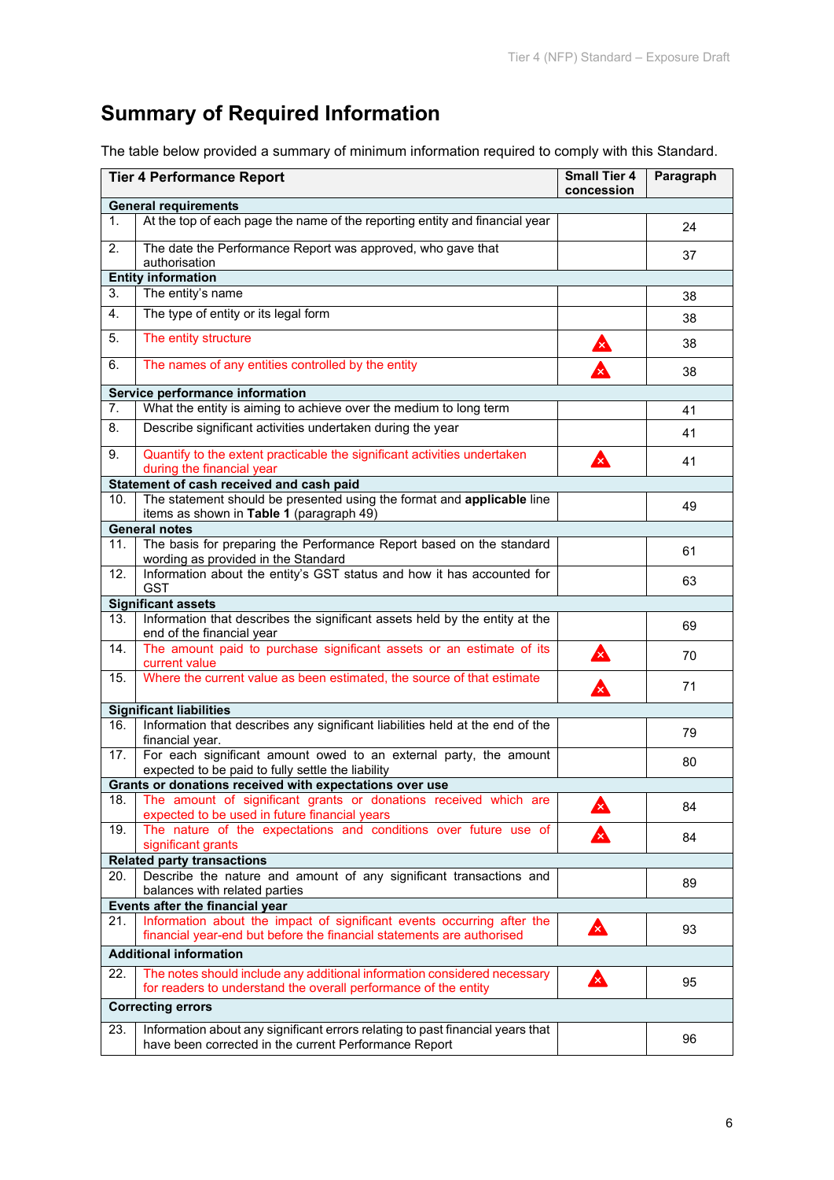# Summary of Required Information

The table below provided a summary of minimum information required to comply with this Standard.

| | Tier 4 Performance Report | Small Tier 4 concession | Paragraph |
|---|---|---|---|
| **General requirements** | | | |
| 1. | At the top of each page the name of the reporting entity and financial year | | 24 |
| 2. | The date the Performance Report was approved, who gave that authorisation | | 37 |
| **Entity information** | | | |
| 3. | The entity's name | | 38 |
| 4. | The type of entity or its legal form | | 38 |
| 5. | The entity structure | ✖ | 38 |
| 6. | The names of any entities controlled by the entity | ✖ | 38 |
| **Service performance information** | | | |
| 7. | What the entity is aiming to achieve over the medium to long term | | 41 |
| 8. | Describe significant activities undertaken during the year | | 41 |
| 9. | Quantify to the extent practicable the significant activities undertaken during the financial year | ✖ | 41 |
| **Statement of cash received and cash paid** | | | |
| 10. | The statement should be presented using the format and **applicable** line items as shown in **Table 1** (paragraph 49) | | 49 |
| **General notes** | | | |
| 11. | The basis for preparing the Performance Report based on the standard wording as provided in the Standard | | 61 |
| 12. | Information about the entity's GST status and how it has accounted for GST | | 63 |
| **Significant assets** | | | |
| 13. | Information that describes the significant assets held by the entity at the end of the financial year | | 69 |
| 14. | The amount paid to purchase significant assets or an estimate of its current value | ✖ | 70 |
| 15. | Where the current value as been estimated, the source of that estimate | ✖ | 71 |
| **Significant liabilities** | | | |
| 16. | Information that describes any significant liabilities held at the end of the financial year. | | 79 |
| 17. | For each significant amount owed to an external party, the amount expected to be paid to fully settle the liability | | 80 |
| **Grants or donations received with expectations over use** | | | |
| 18. | The amount of significant grants or donations received which are expected to be used in future financial years | ✖ | 84 |
| 19. | The nature of the expectations and conditions over future use of significant grants | ✖ | 84 |
| **Related party transactions** | | | |
| 20. | Describe the nature and amount of any significant transactions and balances with related parties | | 89 |
| **Events after the financial year** | | | |
| 21. | Information about the impact of significant events occurring after the financial year-end but before the financial statements are authorised | ✖ | 93 |
| **Additional information** | | | |
| 22. | The notes should include any additional information considered necessary for readers to understand the overall performance of the entity | ✖ | 95 |
| **Correcting errors** | | | |
| 23. | Information about any significant errors relating to past financial years that have been corrected in the current Performance Report | | 96 |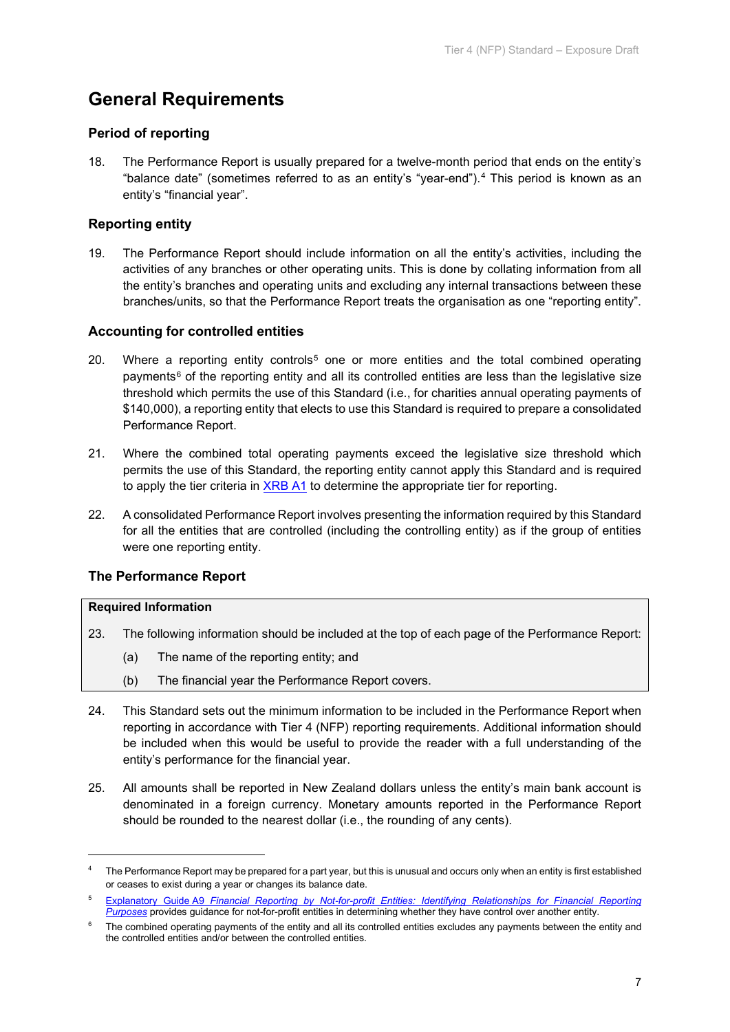# General Requirements

### Period of reporting

18. The Performance Report is usually prepared for a twelve-month period that ends on the entity's "balance date" (sometimes referred to as an entity's "year-end").[4] This period is known as an entity's "financial year".

### Reporting entity

19. The Performance Report should include information on all the entity's activities, including the activities of any branches or other operating units. This is done by collating information from all the entity's branches and operating units and excluding any internal transactions between these branches/units, so that the Performance Report treats the organisation as one "reporting entity".

### Accounting for controlled entities

20. Where a reporting entity controls[5] one or more entities and the total combined operating payments[6] of the reporting entity and all its controlled entities are less than the legislative size threshold which permits the use of this Standard (i.e., for charities annual operating payments of $140,000), a reporting entity that elects to use this Standard is required to prepare a consolidated Performance Report.

21. Where the combined total operating payments exceed the legislative size threshold which permits the use of this Standard, the reporting entity cannot apply this Standard and is required to apply the tier criteria in XRB A1 to determine the appropriate tier for reporting.

22. A consolidated Performance Report involves presenting the information required by this Standard for all the entities that are controlled (including the controlling entity) as if the group of entities were one reporting entity.

### The Performance Report

**Required Information**

23. The following information should be included at the top of each page of the Performance Report:
    (a) The name of the reporting entity; and
    (b) The financial year the Performance Report covers.

24. This Standard sets out the minimum information to be included in the Performance Report when reporting in accordance with Tier 4 (NFP) reporting requirements. Additional information should be included when this would be useful to provide the reader with a full understanding of the entity's performance for the financial year.

25. All amounts shall be reported in New Zealand dollars unless the entity's main bank account is denominated in a foreign currency. Monetary amounts reported in the Performance Report should be rounded to the nearest dollar (i.e., the rounding of any cents).

---

[4] The Performance Report may be prepared for a part year, but this is unusual and occurs only when an entity is first established or ceases to exist during a year or changes its balance date.

[5] Explanatory Guide A9 *Financial Reporting by Not-for-profit Entities: Identifying Relationships for Financial Reporting Purposes* provides guidance for not-for-profit entities in determining whether they have control over another entity.

[6] The combined operating payments of the entity and all its controlled entities excludes any payments between the entity and the controlled entities and/or between the controlled entities.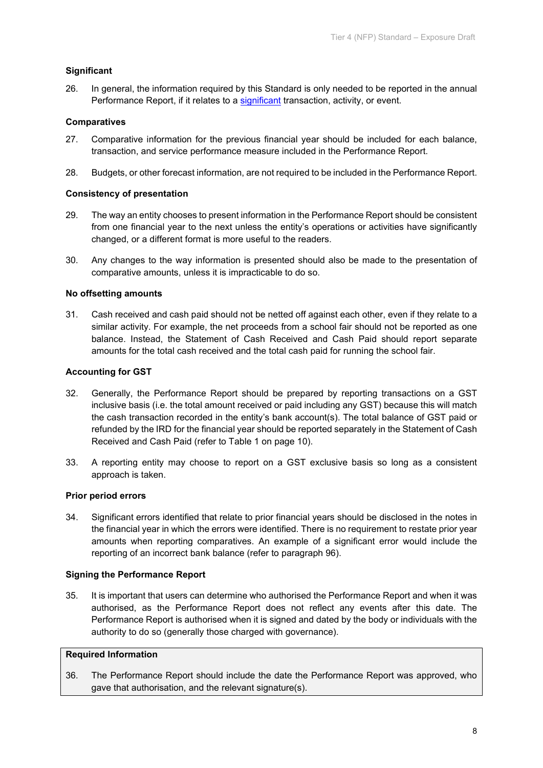### Significant

26. In general, the information required by this Standard is only needed to be reported in the annual Performance Report, if it relates to a significant transaction, activity, or event.

### Comparatives

27. Comparative information for the previous financial year should be included for each balance, transaction, and service performance measure included in the Performance Report.

28. Budgets, or other forecast information, are not required to be included in the Performance Report.

### Consistency of presentation

29. The way an entity chooses to present information in the Performance Report should be consistent from one financial year to the next unless the entity's operations or activities have significantly changed, or a different format is more useful to the readers.

30. Any changes to the way information is presented should also be made to the presentation of comparative amounts, unless it is impracticable to do so.

### No offsetting amounts

31. Cash received and cash paid should not be netted off against each other, even if they relate to a similar activity. For example, the net proceeds from a school fair should not be reported as one balance. Instead, the Statement of Cash Received and Cash Paid should report separate amounts for the total cash received and the total cash paid for running the school fair.

### Accounting for GST

32. Generally, the Performance Report should be prepared by reporting transactions on a GST inclusive basis (i.e. the total amount received or paid including any GST) because this will match the cash transaction recorded in the entity's bank account(s). The total balance of GST paid or refunded by the IRD for the financial year should be reported separately in the Statement of Cash Received and Cash Paid (refer to Table 1 on page 10).

33. A reporting entity may choose to report on a GST exclusive basis so long as a consistent approach is taken.

### Prior period errors

34. Significant errors identified that relate to prior financial years should be disclosed in the notes in the financial year in which the errors were identified. There is no requirement to restate prior year amounts when reporting comparatives. An example of a significant error would include the reporting of an incorrect bank balance (refer to paragraph 96).

### Signing the Performance Report

35. It is important that users can determine who authorised the Performance Report and when it was authorised, as the Performance Report does not reflect any events after this date. The Performance Report is authorised when it is signed and dated by the body or individuals with the authority to do so (generally those charged with governance).

**Required Information**

36. The Performance Report should include the date the Performance Report was approved, who gave that authorisation, and the relevant signature(s).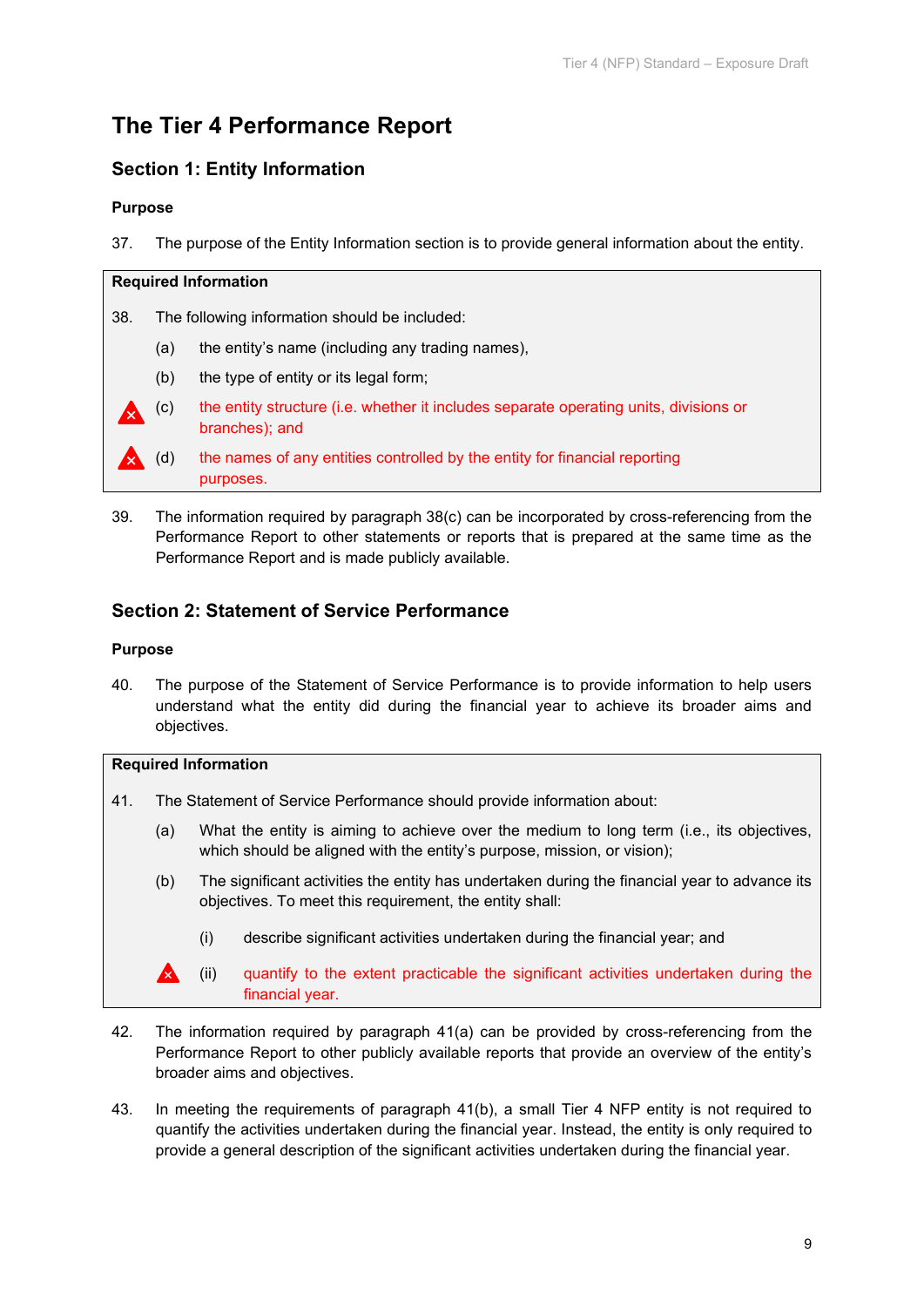# The Tier 4 Performance Report

## Section 1: Entity Information

**Purpose**

37. The purpose of the Entity Information section is to provide general information about the entity.

**Required Information**

38. The following information should be included:

    (a) the entity's name (including any trading names),

    (b) the type of entity or its legal form;

    (c) the entity structure (i.e. whether it includes separate operating units, divisions or branches); and

    (d) the names of any entities controlled by the entity for financial reporting purposes.

39. The information required by paragraph 38(c) can be incorporated by cross-referencing from the Performance Report to other statements or reports that is prepared at the same time as the Performance Report and is made publicly available.

## Section 2: Statement of Service Performance

**Purpose**

40. The purpose of the Statement of Service Performance is to provide information to help users understand what the entity did during the financial year to achieve its broader aims and objectives.

**Required Information**

41. The Statement of Service Performance should provide information about:

    (a) What the entity is aiming to achieve over the medium to long term (i.e., its objectives, which should be aligned with the entity's purpose, mission, or vision);

    (b) The significant activities the entity has undertaken during the financial year to advance its objectives. To meet this requirement, the entity shall:

        (i) describe significant activities undertaken during the financial year; and

        (ii) quantify to the extent practicable the significant activities undertaken during the financial year.

42. The information required by paragraph 41(a) can be provided by cross-referencing from the Performance Report to other publicly available reports that provide an overview of the entity's broader aims and objectives.

43. In meeting the requirements of paragraph 41(b), a small Tier 4 NFP entity is not required to quantify the activities undertaken during the financial year. Instead, the entity is only required to provide a general description of the significant activities undertaken during the financial year.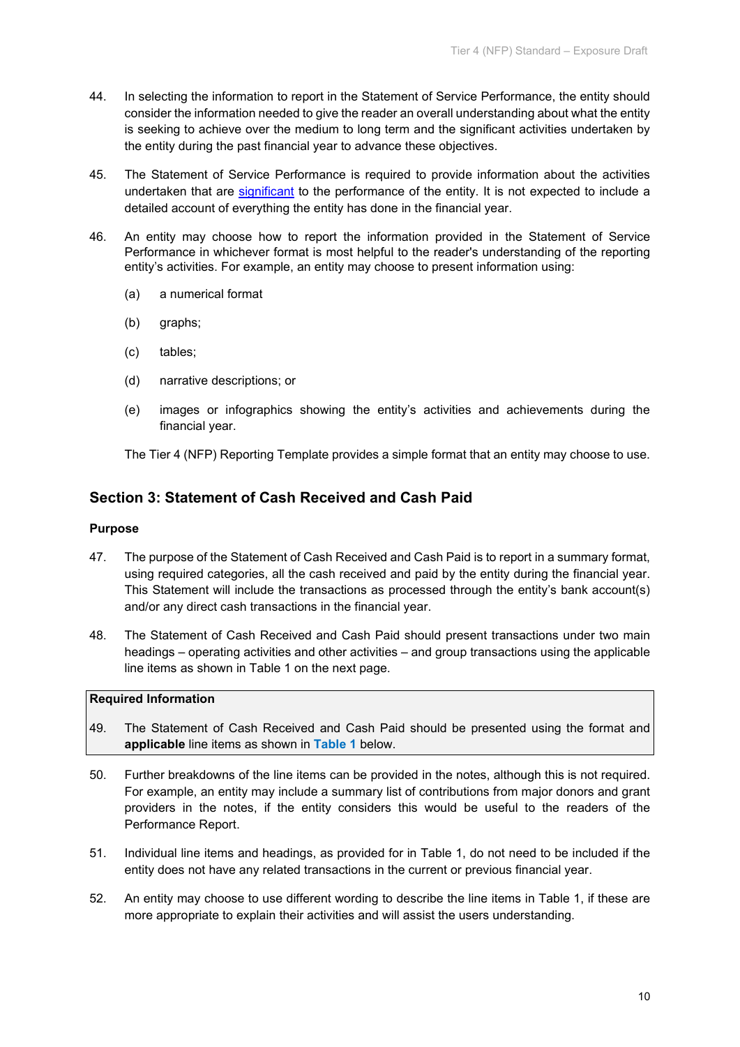44. In selecting the information to report in the Statement of Service Performance, the entity should consider the information needed to give the reader an overall understanding about what the entity is seeking to achieve over the medium to long term and the significant activities undertaken by the entity during the past financial year to advance these objectives.

45. The Statement of Service Performance is required to provide information about the activities undertaken that are significant to the performance of the entity. It is not expected to include a detailed account of everything the entity has done in the financial year.

46. An entity may choose how to report the information provided in the Statement of Service Performance in whichever format is most helpful to the reader's understanding of the reporting entity's activities. For example, an entity may choose to present information using:

    (a) a numerical format

    (b) graphs;

    (c) tables;

    (d) narrative descriptions; or

    (e) images or infographics showing the entity's activities and achievements during the financial year.

    The Tier 4 (NFP) Reporting Template provides a simple format that an entity may choose to use.

## Section 3: Statement of Cash Received and Cash Paid

### Purpose

47. The purpose of the Statement of Cash Received and Cash Paid is to report in a summary format, using required categories, all the cash received and paid by the entity during the financial year. This Statement will include the transactions as processed through the entity's bank account(s) and/or any direct cash transactions in the financial year.

48. The Statement of Cash Received and Cash Paid should present transactions under two main headings – operating activities and other activities – and group transactions using the applicable line items as shown in Table 1 on the next page.

**Required Information**

49. The Statement of Cash Received and Cash Paid should be presented using the format and **applicable** line items as shown in **Table 1** below.

50. Further breakdowns of the line items can be provided in the notes, although this is not required. For example, an entity may include a summary list of contributions from major donors and grant providers in the notes, if the entity considers this would be useful to the readers of the Performance Report.

51. Individual line items and headings, as provided for in Table 1, do not need to be included if the entity does not have any related transactions in the current or previous financial year.

52. An entity may choose to use different wording to describe the line items in Table 1, if these are more appropriate to explain their activities and will assist the users understanding.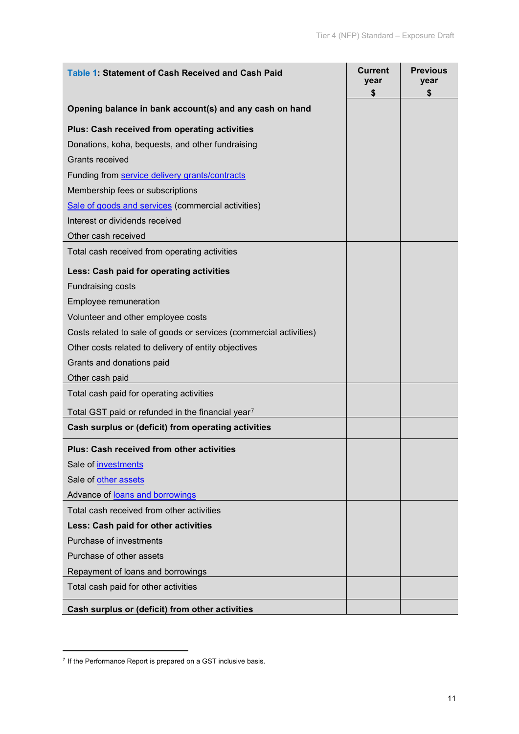| **Table 1: Statement of Cash Received and Cash Paid** | **Current year $** | **Previous year $** |
|---|---|---|
| **Opening balance in bank account(s) and any cash on hand** | | |
| **Plus: Cash received from operating activities** | | |
| Donations, koha, bequests, and other fundraising | | |
| Grants received | | |
| Funding from service delivery grants/contracts | | |
| Membership fees or subscriptions | | |
| Sale of goods and services (commercial activities) | | |
| Interest or dividends received | | |
| Other cash received | | |
| Total cash received from operating activities | | |
| **Less: Cash paid for operating activities** | | |
| Fundraising costs | | |
| Employee remuneration | | |
| Volunteer and other employee costs | | |
| Costs related to sale of goods or services (commercial activities) | | |
| Other costs related to delivery of entity objectives | | |
| Grants and donations paid | | |
| Other cash paid | | |
| Total cash paid for operating activities | | |
| Total GST paid or refunded in the financial year[7] | | |
| **Cash surplus or (deficit) from operating activities** | | |
| **Plus: Cash received from other activities** | | |
| Sale of investments | | |
| Sale of other assets | | |
| Advance of loans and borrowings | | |
| Total cash received from other activities | | |
| **Less: Cash paid for other activities** | | |
| Purchase of investments | | |
| Purchase of other assets | | |
| Repayment of loans and borrowings | | |
| Total cash paid for other activities | | |
| **Cash surplus or (deficit) from other activities** | | |

[7] If the Performance Report is prepared on a GST inclusive basis.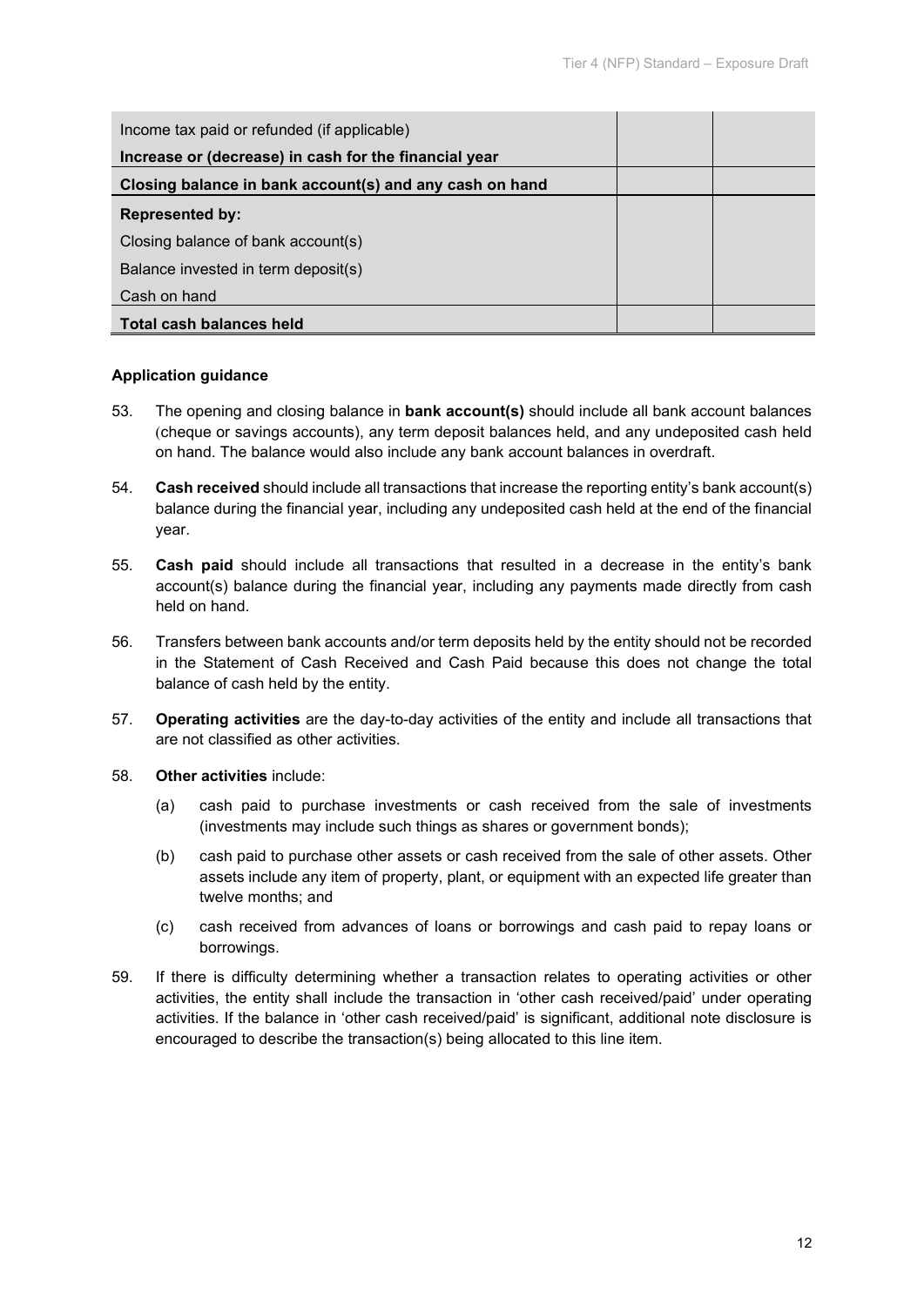| | | |
|---|---|---|
| Income tax paid or refunded (if applicable) | | |
| **Increase or (decrease) in cash for the financial year** | | |
| **Closing balance in bank account(s) and any cash on hand** | | |
| **Represented by:** | | |
| Closing balance of bank account(s) | | |
| Balance invested in term deposit(s) | | |
| Cash on hand | | |
| **Total cash balances held** | | |

**Application guidance**

53. The opening and closing balance in **bank account(s)** should include all bank account balances (cheque or savings accounts), any term deposit balances held, and any undeposited cash held on hand. The balance would also include any bank account balances in overdraft.

54. **Cash received** should include all transactions that increase the reporting entity's bank account(s) balance during the financial year, including any undeposited cash held at the end of the financial year.

55. **Cash paid** should include all transactions that resulted in a decrease in the entity's bank account(s) balance during the financial year, including any payments made directly from cash held on hand.

56. Transfers between bank accounts and/or term deposits held by the entity should not be recorded in the Statement of Cash Received and Cash Paid because this does not change the total balance of cash held by the entity.

57. **Operating activities** are the day-to-day activities of the entity and include all transactions that are not classified as other activities.

58. **Other activities** include:

    (a) cash paid to purchase investments or cash received from the sale of investments (investments may include such things as shares or government bonds);

    (b) cash paid to purchase other assets or cash received from the sale of other assets. Other assets include any item of property, plant, or equipment with an expected life greater than twelve months; and

    (c) cash received from advances of loans or borrowings and cash paid to repay loans or borrowings.

59. If there is difficulty determining whether a transaction relates to operating activities or other activities, the entity shall include the transaction in 'other cash received/paid' under operating activities. If the balance in 'other cash received/paid' is significant, additional note disclosure is encouraged to describe the transaction(s) being allocated to this line item.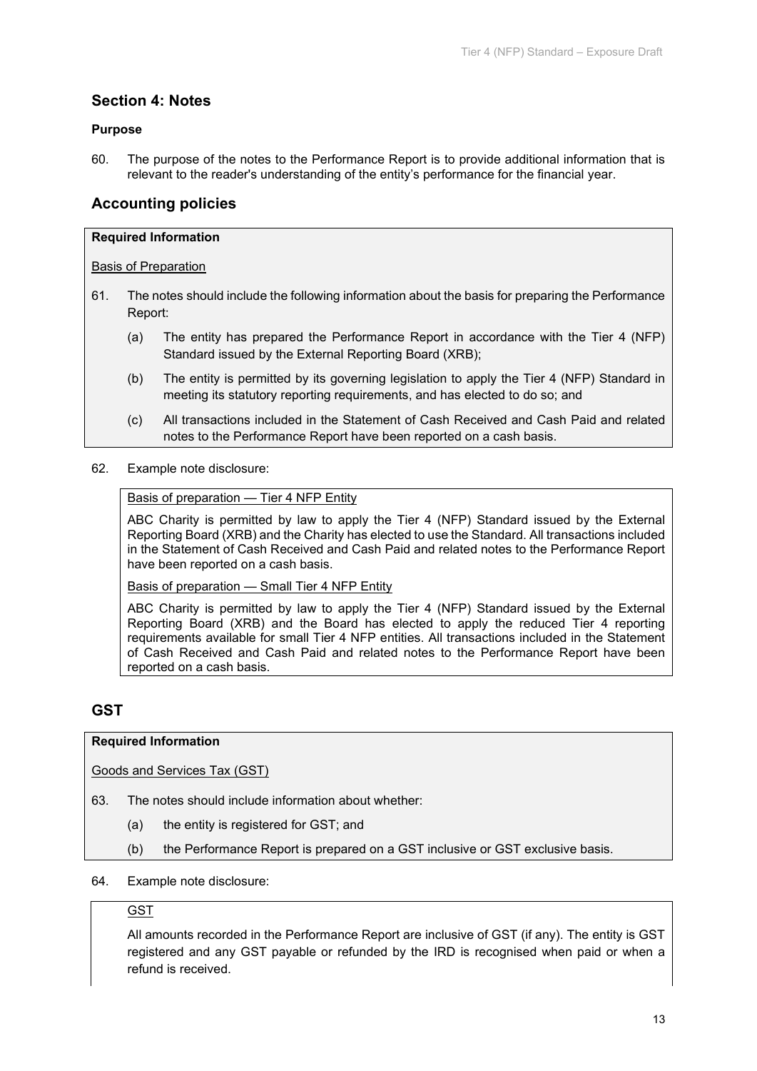## Section 4: Notes

**Purpose**

60. The purpose of the notes to the Performance Report is to provide additional information that is relevant to the reader's understanding of the entity's performance for the financial year.

## Accounting policies

**Required Information**

Basis of Preparation

61. The notes should include the following information about the basis for preparing the Performance Report:

    (a) The entity has prepared the Performance Report in accordance with the Tier 4 (NFP) Standard issued by the External Reporting Board (XRB);

    (b) The entity is permitted by its governing legislation to apply the Tier 4 (NFP) Standard in meeting its statutory reporting requirements, and has elected to do so; and

    (c) All transactions included in the Statement of Cash Received and Cash Paid and related notes to the Performance Report have been reported on a cash basis.

62. Example note disclosure:

> Basis of preparation — Tier 4 NFP Entity
>
> ABC Charity is permitted by law to apply the Tier 4 (NFP) Standard issued by the External Reporting Board (XRB) and the Charity has elected to use the Standard. All transactions included in the Statement of Cash Received and Cash Paid and related notes to the Performance Report have been reported on a cash basis.
>
> Basis of preparation — Small Tier 4 NFP Entity
>
> ABC Charity is permitted by law to apply the Tier 4 (NFP) Standard issued by the External Reporting Board (XRB) and the Board has elected to apply the reduced Tier 4 reporting requirements available for small Tier 4 NFP entities. All transactions included in the Statement of Cash Received and Cash Paid and related notes to the Performance Report have been reported on a cash basis.

## GST

**Required Information**

Goods and Services Tax (GST)

63. The notes should include information about whether:

    (a) the entity is registered for GST; and

    (b) the Performance Report is prepared on a GST inclusive or GST exclusive basis.

64. Example note disclosure:

> GST
>
> All amounts recorded in the Performance Report are inclusive of GST (if any). The entity is GST registered and any GST payable or refunded by the IRD is recognised when paid or when a refund is received.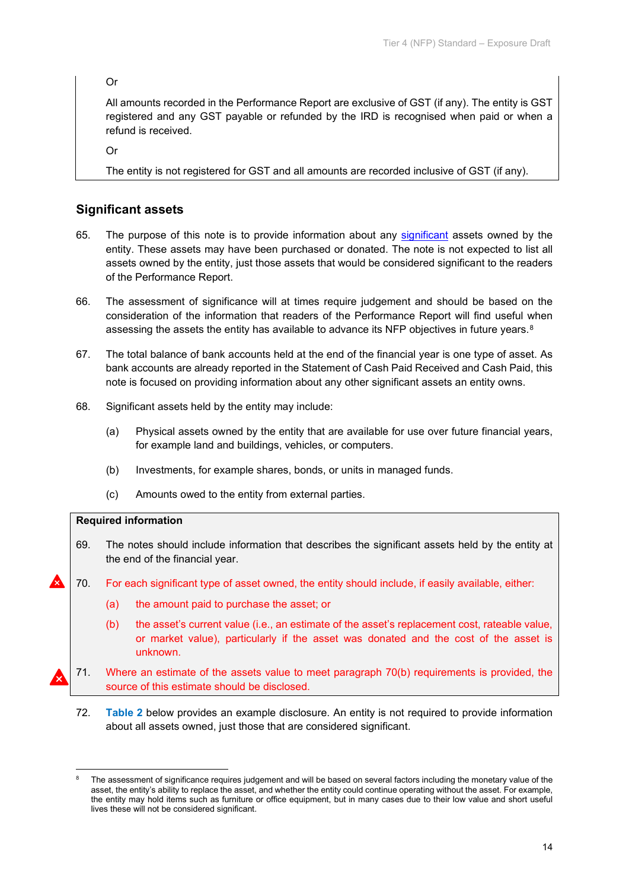Or

All amounts recorded in the Performance Report are exclusive of GST (if any). The entity is GST registered and any GST payable or refunded by the IRD is recognised when paid or when a refund is received.

Or

The entity is not registered for GST and all amounts are recorded inclusive of GST (if any).

## Significant assets

65. The purpose of this note is to provide information about any significant assets owned by the entity. These assets may have been purchased or donated. The note is not expected to list all assets owned by the entity, just those assets that would be considered significant to the readers of the Performance Report.

66. The assessment of significance will at times require judgement and should be based on the consideration of the information that readers of the Performance Report will find useful when assessing the assets the entity has available to advance its NFP objectives in future years.[8]

67. The total balance of bank accounts held at the end of the financial year is one type of asset. As bank accounts are already reported in the Statement of Cash Paid Received and Cash Paid, this note is focused on providing information about any other significant assets an entity owns.

68. Significant assets held by the entity may include:

    (a) Physical assets owned by the entity that are available for use over future financial years, for example land and buildings, vehicles, or computers.

    (b) Investments, for example shares, bonds, or units in managed funds.

    (c) Amounts owed to the entity from external parties.

**Required information**

69. The notes should include information that describes the significant assets held by the entity at the end of the financial year.

70. For each significant type of asset owned, the entity should include, if easily available, either:

    (a) the amount paid to purchase the asset; or

    (b) the asset's current value (i.e., an estimate of the asset's replacement cost, rateable value, or market value), particularly if the asset was donated and the cost of the asset is unknown.

71. Where an estimate of the assets value to meet paragraph 70(b) requirements is provided, the source of this estimate should be disclosed.

72. **Table 2** below provides an example disclosure. An entity is not required to provide information about all assets owned, just those that are considered significant.

[8] The assessment of significance requires judgement and will be based on several factors including the monetary value of the asset, the entity's ability to replace the asset, and whether the entity could continue operating without the asset. For example, the entity may hold items such as furniture or office equipment, but in many cases due to their low value and short useful lives these will not be considered significant.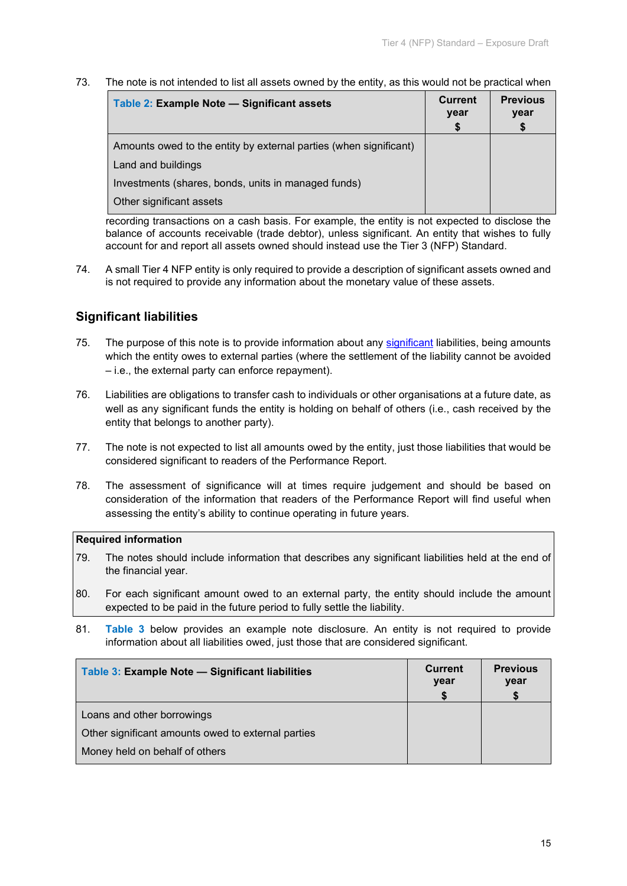73. The note is not intended to list all assets owned by the entity, as this would not be practical when recording transactions on a cash basis. For example, the entity is not expected to disclose the balance of accounts receivable (trade debtor), unless significant. An entity that wishes to fully account for and report all assets owned should instead use the Tier 3 (NFP) Standard.

| Table 2: **Example Note — Significant assets** | **Current year $** | **Previous year $** |
|---|---|---|
| Amounts owed to the entity by external parties (when significant) | | |
| Land and buildings | | |
| Investments (shares, bonds, units in managed funds) | | |
| Other significant assets | | |

74. A small Tier 4 NFP entity is only required to provide a description of significant assets owned and is not required to provide any information about the monetary value of these assets.

## Significant liabilities

75. The purpose of this note is to provide information about any significant liabilities, being amounts which the entity owes to external parties (where the settlement of the liability cannot be avoided – i.e., the external party can enforce repayment).

76. Liabilities are obligations to transfer cash to individuals or other organisations at a future date, as well as any significant funds the entity is holding on behalf of others (i.e., cash received by the entity that belongs to another party).

77. The note is not expected to list all amounts owed by the entity, just those liabilities that would be considered significant to readers of the Performance Report.

78. The assessment of significance will at times require judgement and should be based on consideration of the information that readers of the Performance Report will find useful when assessing the entity's ability to continue operating in future years.

**Required information**

79. The notes should include information that describes any significant liabilities held at the end of the financial year.

80. For each significant amount owed to an external party, the entity should include the amount expected to be paid in the future period to fully settle the liability.

81. **Table 3** below provides an example note disclosure. An entity is not required to provide information about all liabilities owed, just those that are considered significant.

| Table 3: **Example Note — Significant liabilities** | **Current year $** | **Previous year $** |
|---|---|---|
| Loans and other borrowings | | |
| Other significant amounts owed to external parties | | |
| Money held on behalf of others | | |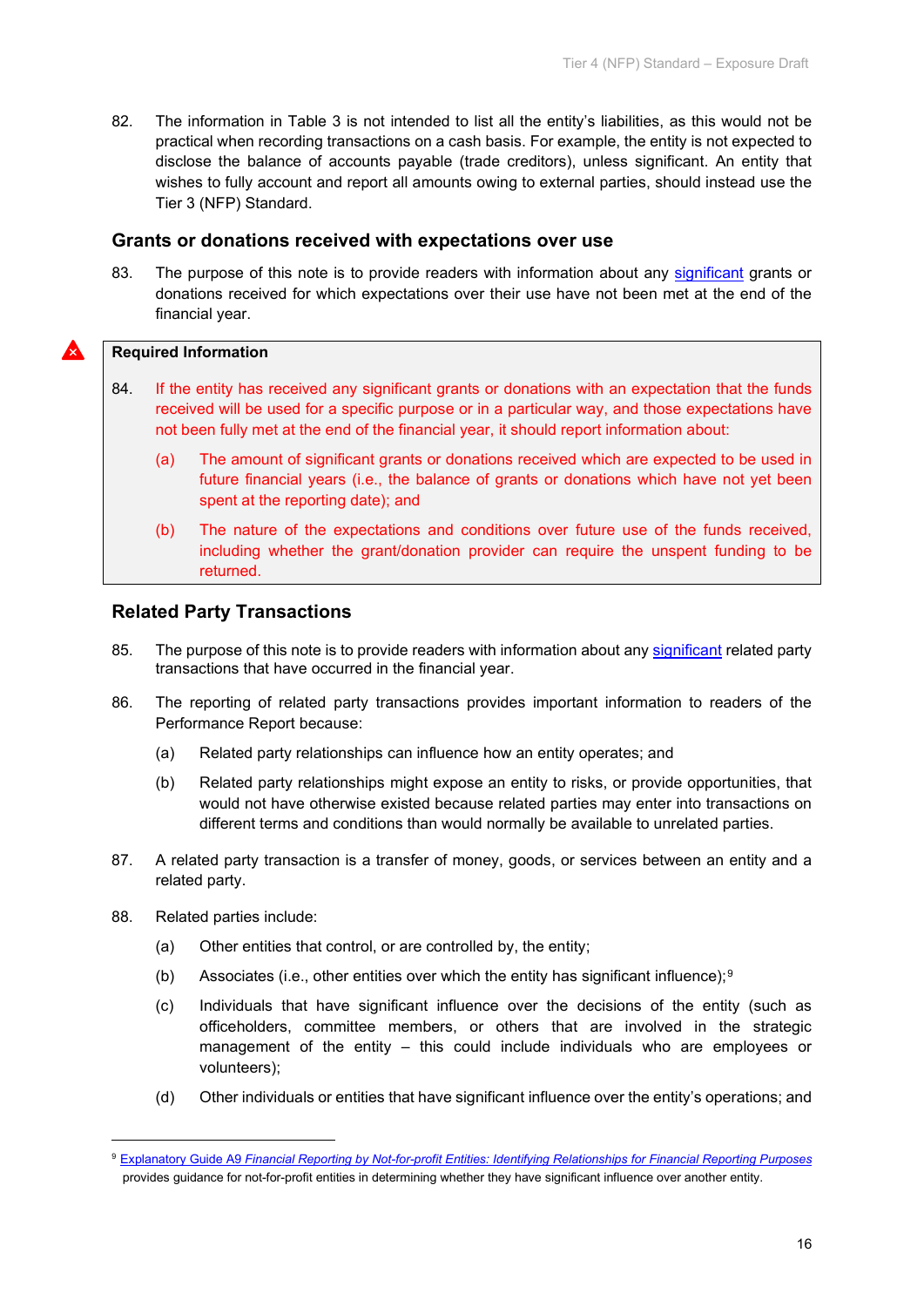82. The information in Table 3 is not intended to list all the entity's liabilities, as this would not be practical when recording transactions on a cash basis. For example, the entity is not expected to disclose the balance of accounts payable (trade creditors), unless significant. An entity that wishes to fully account and report all amounts owing to external parties, should instead use the Tier 3 (NFP) Standard.

## Grants or donations received with expectations over use

83. The purpose of this note is to provide readers with information about any significant grants or donations received for which expectations over their use have not been met at the end of the financial year.

**Required Information**

84. If the entity has received any significant grants or donations with an expectation that the funds received will be used for a specific purpose or in a particular way, and those expectations have not been fully met at the end of the financial year, it should report information about:

   (a) The amount of significant grants or donations received which are expected to be used in future financial years (i.e., the balance of grants or donations which have not yet been spent at the reporting date); and

   (b) The nature of the expectations and conditions over future use of the funds received, including whether the grant/donation provider can require the unspent funding to be returned.

## Related Party Transactions

85. The purpose of this note is to provide readers with information about any significant related party transactions that have occurred in the financial year.

86. The reporting of related party transactions provides important information to readers of the Performance Report because:

   (a) Related party relationships can influence how an entity operates; and

   (b) Related party relationships might expose an entity to risks, or provide opportunities, that would not have otherwise existed because related parties may enter into transactions on different terms and conditions than would normally be available to unrelated parties.

87. A related party transaction is a transfer of money, goods, or services between an entity and a related party.

88. Related parties include:

   (a) Other entities that control, or are controlled by, the entity;

   (b) Associates (i.e., other entities over which the entity has significant influence);[9]

   (c) Individuals that have significant influence over the decisions of the entity (such as officeholders, committee members, or others that are involved in the strategic management of the entity – this could include individuals who are employees or volunteers);

   (d) Other individuals or entities that have significant influence over the entity's operations; and

---

[9] Explanatory Guide A9 *Financial Reporting by Not-for-profit Entities: Identifying Relationships for Financial Reporting Purposes* provides guidance for not-for-profit entities in determining whether they have significant influence over another entity.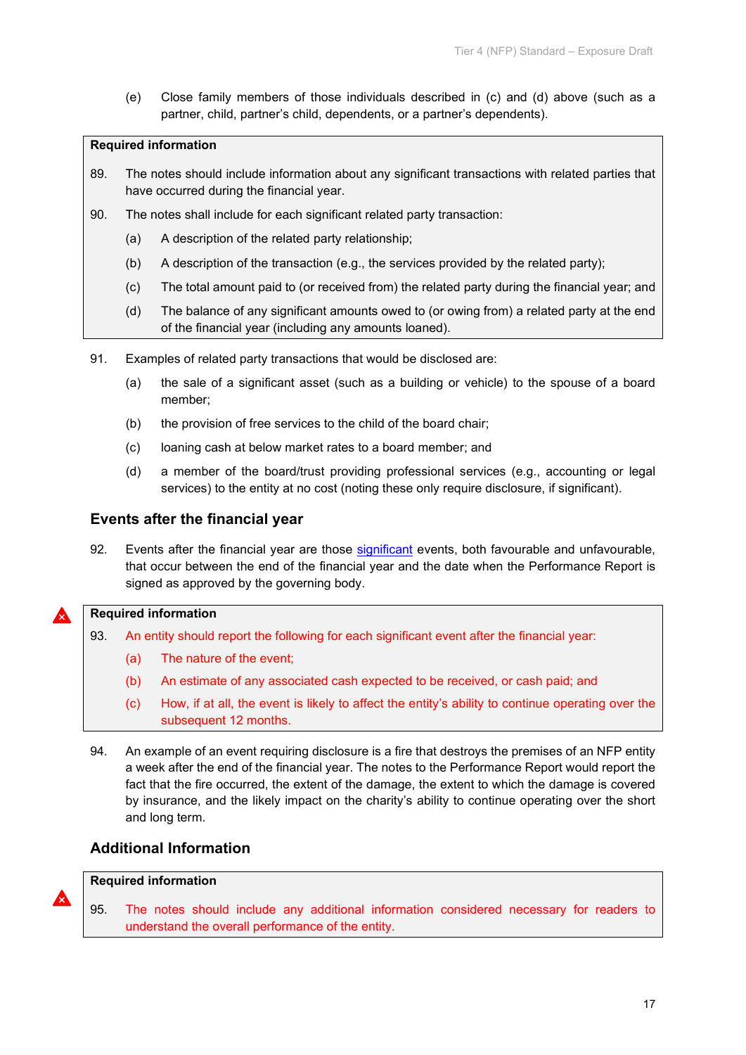(e) Close family members of those individuals described in (c) and (d) above (such as a partner, child, partner's child, dependents, or a partner's dependents).

**Required information**

89. The notes should include information about any significant transactions with related parties that have occurred during the financial year.

90. The notes shall include for each significant related party transaction:

(a) A description of the related party relationship;

(b) A description of the transaction (e.g., the services provided by the related party);

(c) The total amount paid to (or received from) the related party during the financial year; and

(d) The balance of any significant amounts owed to (or owing from) a related party at the end of the financial year (including any amounts loaned).

91. Examples of related party transactions that would be disclosed are:

(a) the sale of a significant asset (such as a building or vehicle) to the spouse of a board member;

(b) the provision of free services to the child of the board chair;

(c) loaning cash at below market rates to a board member; and

(d) a member of the board/trust providing professional services (e.g., accounting or legal services) to the entity at no cost (noting these only require disclosure, if significant).

## Events after the financial year

92. Events after the financial year are those significant events, both favourable and unfavourable, that occur between the end of the financial year and the date when the Performance Report is signed as approved by the governing body.

**Required information**

93. An entity should report the following for each significant event after the financial year:

(a) The nature of the event;

(b) An estimate of any associated cash expected to be received, or cash paid; and

(c) How, if at all, the event is likely to affect the entity's ability to continue operating over the subsequent 12 months.

94. An example of an event requiring disclosure is a fire that destroys the premises of an NFP entity a week after the end of the financial year. The notes to the Performance Report would report the fact that the fire occurred, the extent of the damage, the extent to which the damage is covered by insurance, and the likely impact on the charity's ability to continue operating over the short and long term.

## Additional Information

**Required information**

95. The notes should include any additional information considered necessary for readers to understand the overall performance of the entity.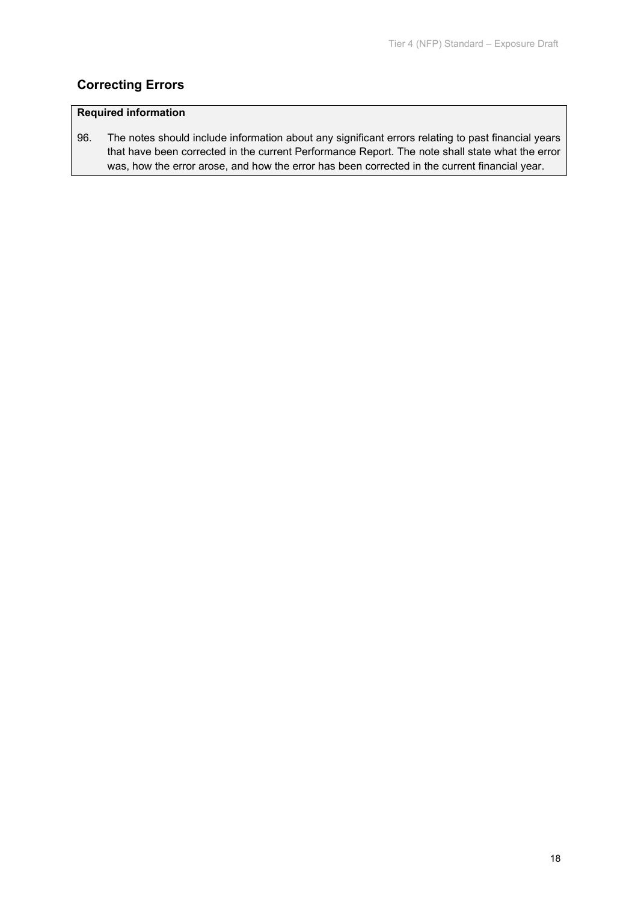## Correcting Errors

**Required information**

96. The notes should include information about any significant errors relating to past financial years that have been corrected in the current Performance Report. The note shall state what the error was, how the error arose, and how the error has been corrected in the current financial year.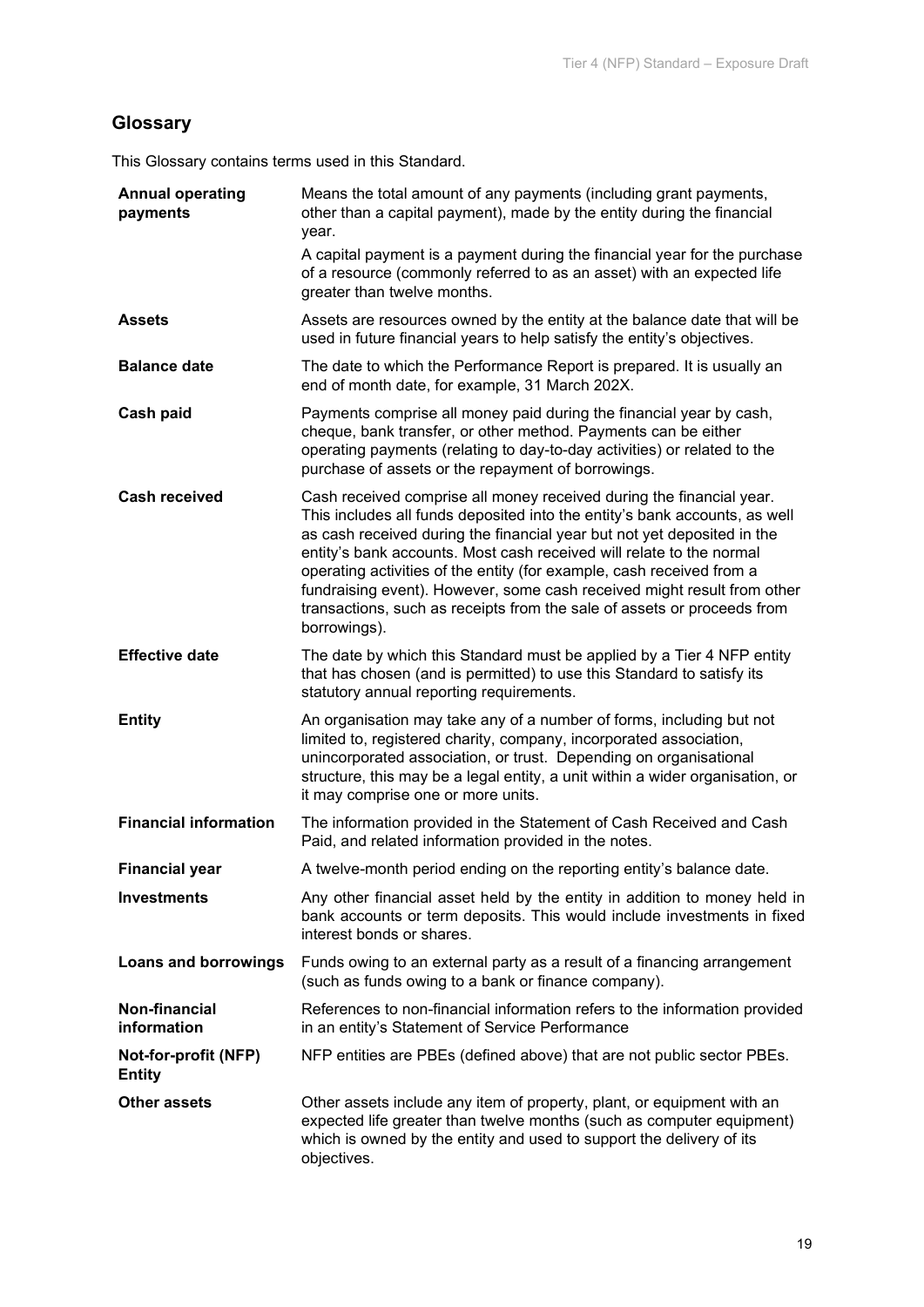## Glossary

This Glossary contains terms used in this Standard.

| | |
|---|---|
| **Annual operating payments** | Means the total amount of any payments (including grant payments, other than a capital payment), made by the entity during the financial year.<br>A capital payment is a payment during the financial year for the purchase of a resource (commonly referred to as an asset) with an expected life greater than twelve months. |
| **Assets** | Assets are resources owned by the entity at the balance date that will be used in future financial years to help satisfy the entity's objectives. |
| **Balance date** | The date to which the Performance Report is prepared. It is usually an end of month date, for example, 31 March 202X. |
| **Cash paid** | Payments comprise all money paid during the financial year by cash, cheque, bank transfer, or other method. Payments can be either operating payments (relating to day-to-day activities) or related to the purchase of assets or the repayment of borrowings. |
| **Cash received** | Cash received comprise all money received during the financial year. This includes all funds deposited into the entity's bank accounts, as well as cash received during the financial year but not yet deposited in the entity's bank accounts. Most cash received will relate to the normal operating activities of the entity (for example, cash received from a fundraising event). However, some cash received might result from other transactions, such as receipts from the sale of assets or proceeds from borrowings). |
| **Effective date** | The date by which this Standard must be applied by a Tier 4 NFP entity that has chosen (and is permitted) to use this Standard to satisfy its statutory annual reporting requirements. |
| **Entity** | An organisation may take any of a number of forms, including but not limited to, registered charity, company, incorporated association, unincorporated association, or trust. Depending on organisational structure, this may be a legal entity, a unit within a wider organisation, or it may comprise one or more units. |
| **Financial information** | The information provided in the Statement of Cash Received and Cash Paid, and related information provided in the notes. |
| **Financial year** | A twelve-month period ending on the reporting entity's balance date. |
| **Investments** | Any other financial asset held by the entity in addition to money held in bank accounts or term deposits. This would include investments in fixed interest bonds or shares. |
| **Loans and borrowings** | Funds owing to an external party as a result of a financing arrangement (such as funds owing to a bank or finance company). |
| **Non-financial information** | References to non-financial information refers to the information provided in an entity's Statement of Service Performance |
| **Not-for-profit (NFP) Entity** | NFP entities are PBEs (defined above) that are not public sector PBEs. |
| **Other assets** | Other assets include any item of property, plant, or equipment with an expected life greater than twelve months (such as computer equipment) which is owned by the entity and used to support the delivery of its objectives. |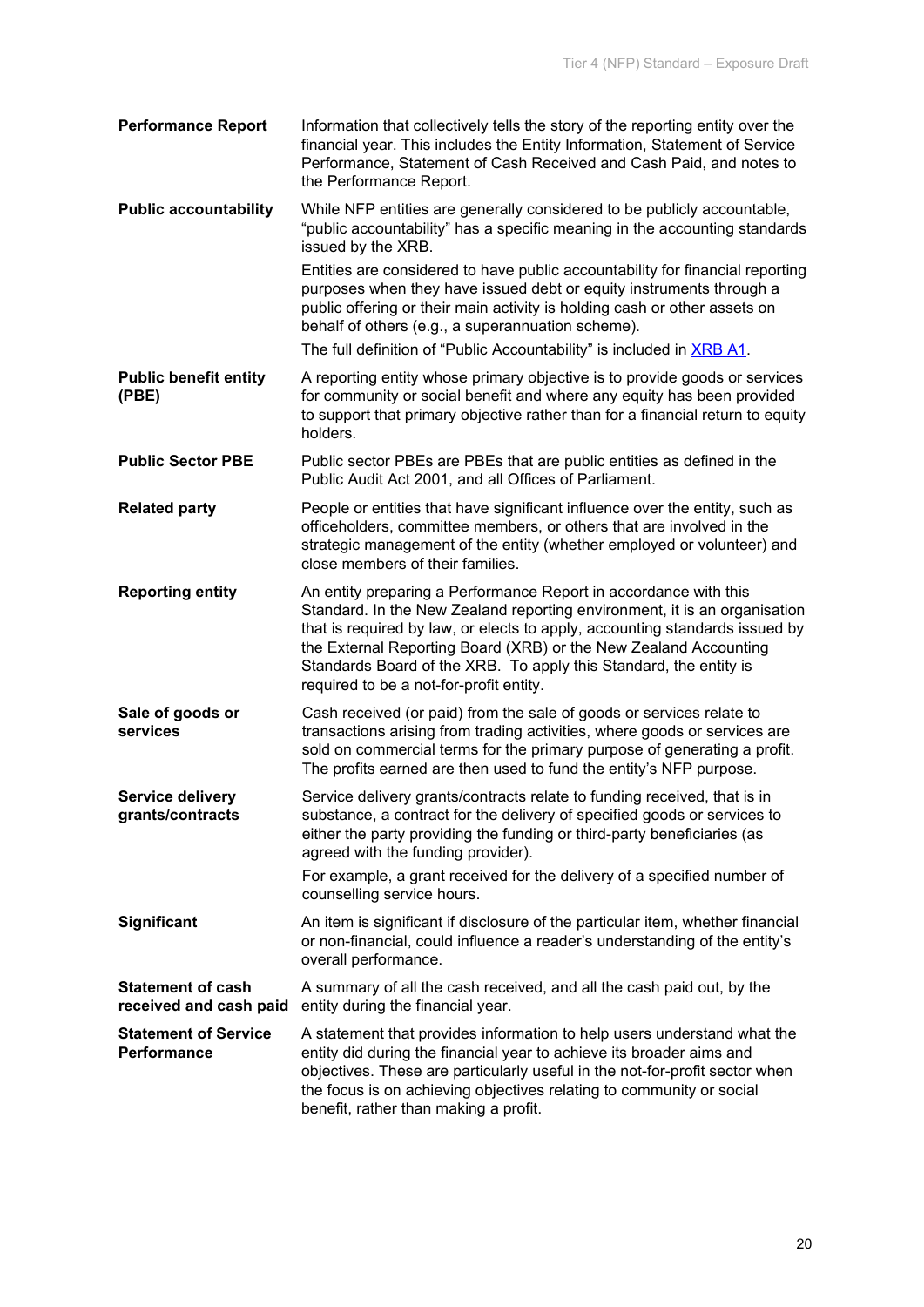| | |
|---|---|
| **Performance Report** | Information that collectively tells the story of the reporting entity over the financial year. This includes the Entity Information, Statement of Service Performance, Statement of Cash Received and Cash Paid, and notes to the Performance Report. |
| **Public accountability** | While NFP entities are generally considered to be publicly accountable, "public accountability" has a specific meaning in the accounting standards issued by the XRB.<br><br>Entities are considered to have public accountability for financial reporting purposes when they have issued debt or equity instruments through a public offering or their main activity is holding cash or other assets on behalf of others (e.g., a superannuation scheme).<br><br>The full definition of "Public Accountability" is included in XRB A1. |
| **Public benefit entity (PBE)** | A reporting entity whose primary objective is to provide goods or services for community or social benefit and where any equity has been provided to support that primary objective rather than for a financial return to equity holders. |
| **Public Sector PBE** | Public sector PBEs are PBEs that are public entities as defined in the Public Audit Act 2001, and all Offices of Parliament. |
| **Related party** | People or entities that have significant influence over the entity, such as officeholders, committee members, or others that are involved in the strategic management of the entity (whether employed or volunteer) and close members of their families. |
| **Reporting entity** | An entity preparing a Performance Report in accordance with this Standard. In the New Zealand reporting environment, it is an organisation that is required by law, or elects to apply, accounting standards issued by the External Reporting Board (XRB) or the New Zealand Accounting Standards Board of the XRB. To apply this Standard, the entity is required to be a not-for-profit entity. |
| **Sale of goods or services** | Cash received (or paid) from the sale of goods or services relate to transactions arising from trading activities, where goods or services are sold on commercial terms for the primary purpose of generating a profit. The profits earned are then used to fund the entity's NFP purpose. |
| **Service delivery grants/contracts** | Service delivery grants/contracts relate to funding received, that is in substance, a contract for the delivery of specified goods or services to either the party providing the funding or third-party beneficiaries (as agreed with the funding provider).<br><br>For example, a grant received for the delivery of a specified number of counselling service hours. |
| **Significant** | An item is significant if disclosure of the particular item, whether financial or non-financial, could influence a reader's understanding of the entity's overall performance. |
| **Statement of cash received and cash paid** | A summary of all the cash received, and all the cash paid out, by the entity during the financial year. |
| **Statement of Service Performance** | A statement that provides information to help users understand what the entity did during the financial year to achieve its broader aims and objectives. These are particularly useful in the not-for-profit sector when the focus is on achieving objectives relating to community or social benefit, rather than making a profit. |